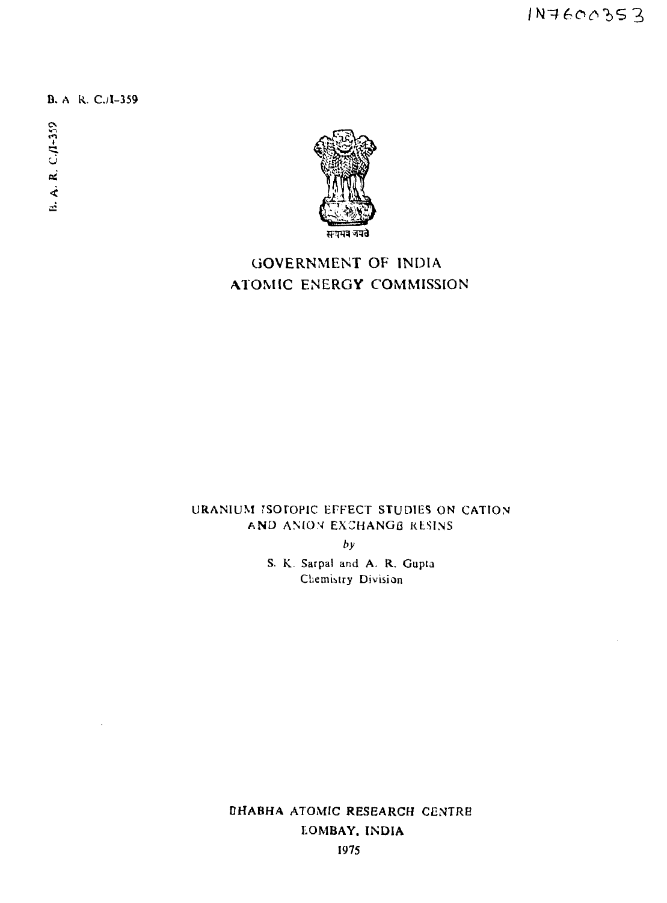IN7600353

B. A. R. C./I-359

B. A. R. C./I-359

सत्यमेव जयते

# GOVERNMENT OF INDIA
# ATOMIC ENERGY COMMISSION

## URANIUM ISOTOPIC EFFECT STUDIES ON CATION AND ANION EXCHANGE RESINS

*by*

S. K. Sarpal and A. R. Gupta
Chemistry Division

BHABHA ATOMIC RESEARCH CENTRE
BOMBAY, INDIA
1975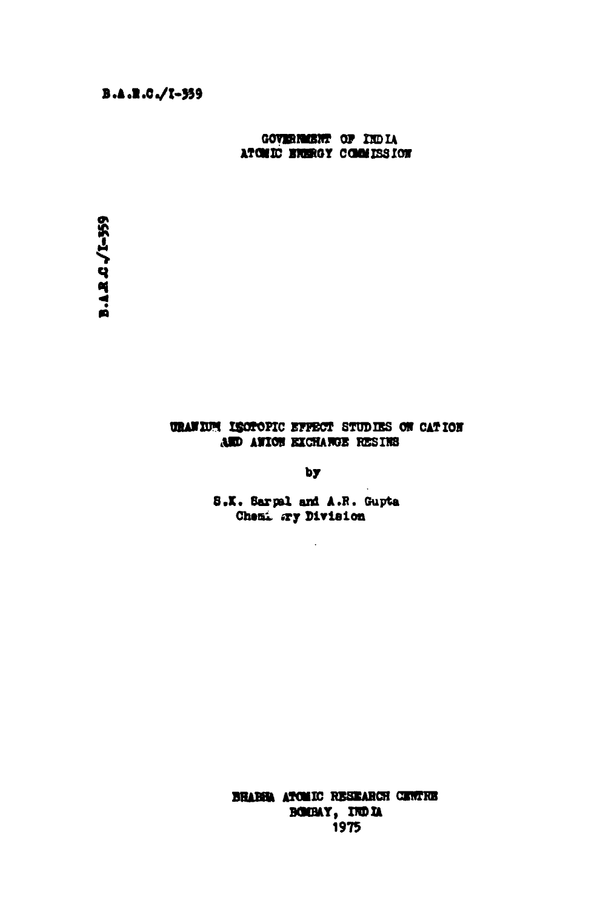B.A.R.C./I-359

GOVERNMENT OF INDIA
ATOMIC ENERGY COMMISSION

B.A.R.C./I-359

# URANIUM ISOTOPIC EFFECT STUDIES ON CATION AND ANION EXCHANGE RESINS

by

S.K. Sarpal and A.R. Gupta
Chemistry Division

BHABHA ATOMIC RESEARCH CENTRE
BOMBAY, INDIA
1975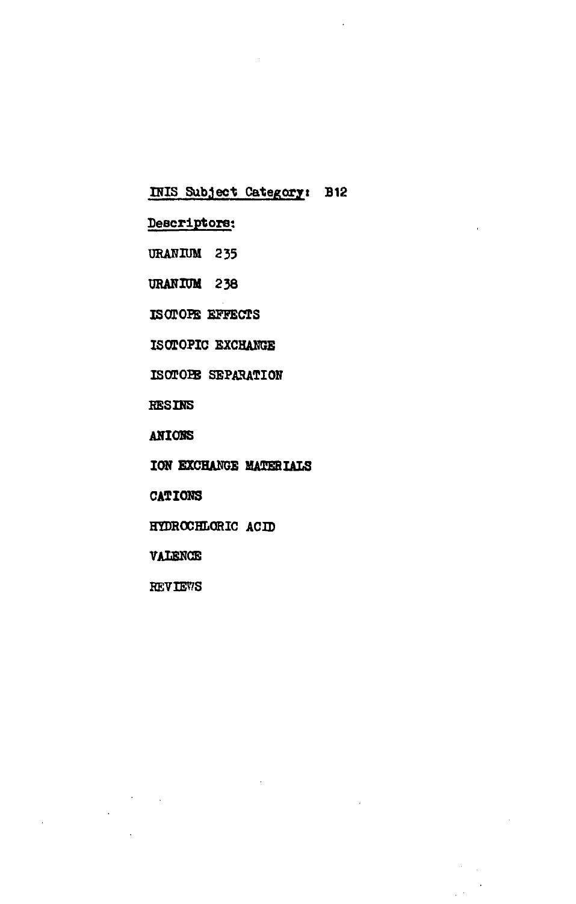INIS Subject Category: B12

Descriptors:

URANIUM 235

URANIUM 238

ISOTOPE EFFECTS

ISOTOPIC EXCHANGE

ISOTOPE SEPARATION

RESINS

ANIONS

ION EXCHANGE MATERIALS

CATIONS

HYDROCHLORIC ACID

VALENCE

REVIEWS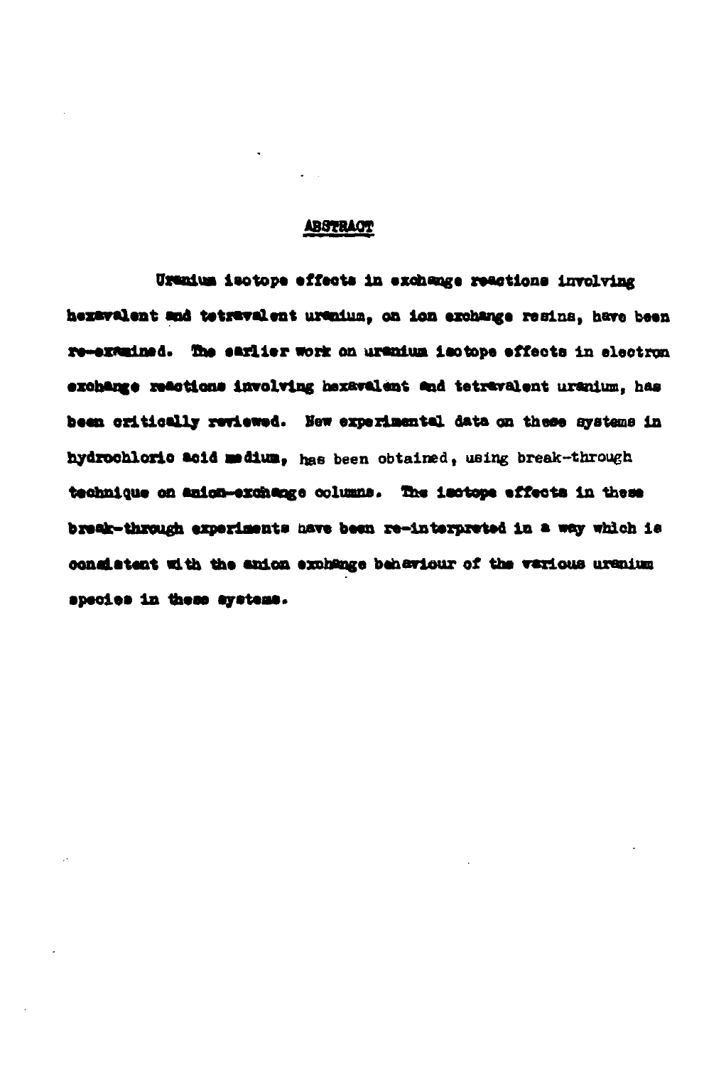## ABSTRACT

Uranium isotope effects in exchange reactions involving hexavalent and tetravalent uranium, on ion exchange resins, have been re-examined. The earlier work on uranium isotope effects in electron exchange reactions involving hexavalent and tetravalent uranium, has been critically reviewed. New experimental data on these systems in hydrochloric acid medium, has been obtained, using break-through technique on anion-exchange columns. The isotope effects in these break-through experiments have been re-interpreted in a way which is consistent with the anion exchange behaviour of the various uranium species in these systems.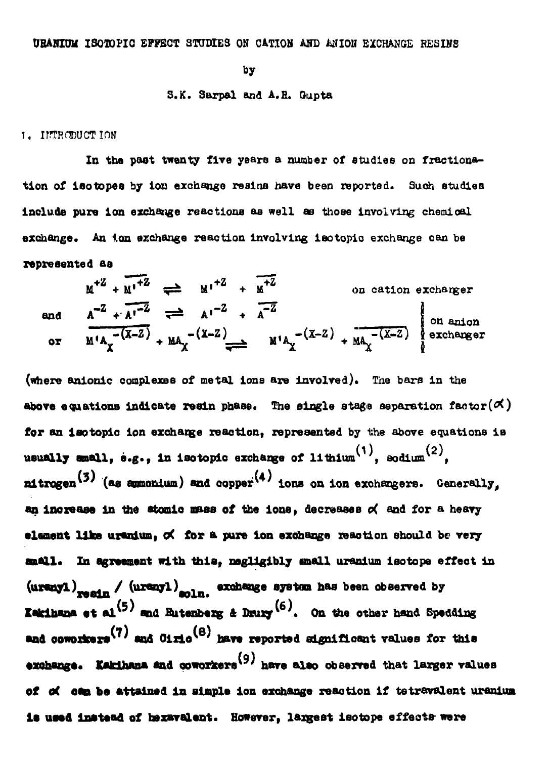URANIUM ISOTOPIC EFFECT STUDIES ON CATION AND ANION EXCHANGE RESINS

by

S.K. Sarpal and A.R. Gupta

## 1. INTRODUCTION

In the past twenty five years a number of studies on fractionation of isotopes by ion exchange resins have been reported. Such studies include pure ion exchange reactions as well as those involving chemical exchange. An ion exchange reaction involving isotopic exchange can be represented as

$$M^{+Z} + \overline{M'^{+Z}} \rightleftharpoons M'^{+Z} + \overline{M^{+Z}} \qquad \text{on cation exchanger}$$

and

$$A^{-Z} + \overline{A'^{-Z}} \rightleftharpoons A'^{-Z} + \overline{A^{-Z}}$$

or

$$\overline{M'A_X^{-(X-Z)}} + MA_X^{-(X-Z)} \rightleftharpoons M'A_X^{-(X-Z)} + \overline{MA_X^{-(X-Z)}} \qquad \text{on anion exchanger}$$

(where anionic complexes of metal ions are involved). The bars in the above equations indicate resin phase. The single stage separation factor($\alpha$) for an isotopic ion exchange reaction, represented by the above equations is usually small, e.g., in isotopic exchange of lithium[1], sodium[2], nitrogen[3] (as ammonium) and copper[4] ions on ion exchangers. Generally, an increase in the atomic mass of the ions, decreases $\alpha$ and for a heavy element like uranium, $\alpha$ for a pure ion exchange reaction should be very small. In agreement with this, negligibly small uranium isotope effect in $(\text{uranyl})_{\text{resin}}$ / $(\text{uranyl})_{\text{soln.}}$ exchange system has been observed by Kakihana et al[5] and Butenberg & Drury[6]. On the other hand Spedding and coworkers[7] and Ciric[8] have reported significant values for this exchange. Kakihana and coworkers[9] have also observed that larger values of $\alpha$ can be attained in simple ion exchange reaction if tetravalent uranium is used instead of hexavalent. However, largest isotope effects were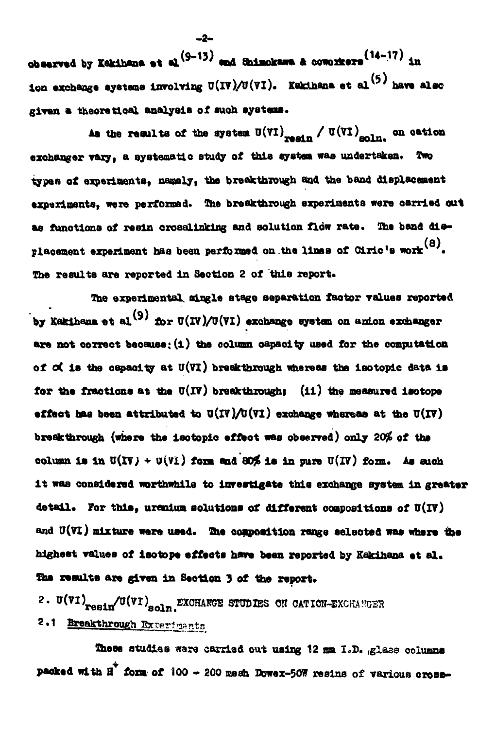observed by Kakihana et al [9-13] and Shimokawa & coworkers [14-17] in ion exchange systems involving U(IV)/U(VI). Kakihana et al [5] have also given a theoretical analysis of such systems.

As the results of the system $U(VI)_{resin} / U(VI)_{soln.}$ on cation exchanger vary, a systematic study of this system was undertaken. Two types of experiments, namely, the breakthrough and the band displacement experiments, were performed. The breakthrough experiments were carried out as functions of resin crosslinking and solution flow rate. The band displacement experiment has been performed on the lines of Ciric's work [8]. The results are reported in Section 2 of this report.

The experimental single stage separation factor values reported by Kakihana et al [9] for U(IV)/U(VI) exchange system on anion exchanger are not correct because: (i) the column capacity used for the computation of $\alpha$ is the capacity at U(VI) breakthrough whereas the isotopic data is for the fractions at the U(IV) breakthrough; (ii) the measured isotope effect has been attributed to U(IV)/U(VI) exchange whereas at the U(IV) breakthrough (where the isotopic effect was observed) only 20% of the column is in U(IV) + U(VI) form and 80% is in pure U(IV) form. As such it was considered worthwhile to investigate this exchange system in greater detail. For this, uranium solutions of different compositions of U(IV) and U(VI) mixture were used. The composition range selected was where the highest values of isotope effects have been reported by Kakihana et al. The results are given in Section 3 of the report.

## 2. $U(VI)_{resin}/U(VI)_{soln.}$ EXCHANGE STUDIES ON CATION-EXCHANGER

### 2.1 Breakthrough Experiments

These studies were carried out using 12 mm I.D. glass columns packed with $H^+$ form of 100 - 200 mesh Dowex-50W resins of various cross-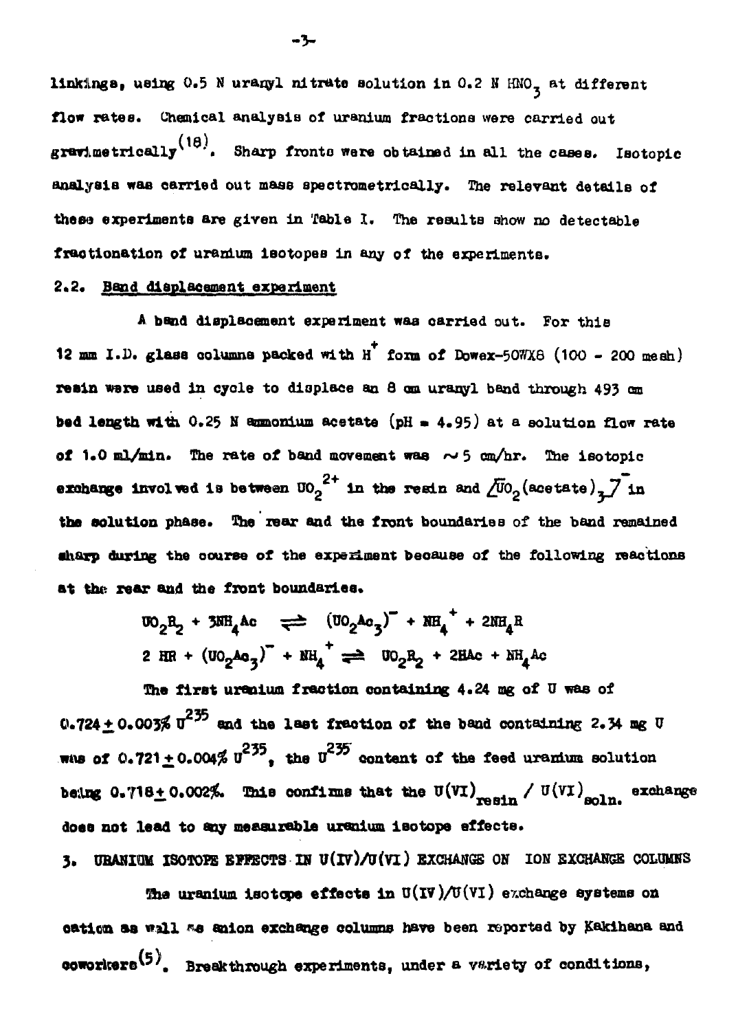linkings, using 0.5 N uranyl nitrate solution in 0.2 N $HNO_3$ at different flow rates. Chemical analysis of uranium fractions were carried out gravimetrically[18]. Sharp fronts were obtained in all the cases. Isotopic analysis was carried out mass spectrometrically. The relevant details of these experiments are given in Table I. The results show no detectable fractionation of uranium isotopes in any of the experiments.

### 2.2. Band displacement experiment

A band displacement experiment was carried out. For this 12 mm I.D. glass columns packed with $H^+$ form of Dowex-50WX8 (100 - 200 mesh) resin were used in cycle to displace an 8 cm uranyl band through 493 cm bed length with 0.25 N ammonium acetate (pH = 4.95) at a solution flow rate of 1.0 ml/min. The rate of band movement was ~ 5 cm/hr. The isotopic exchange involved is between $UO_2^{2+}$ in the resin and $[UO_2(acetate)_3]^-$ in the solution phase. The rear and the front boundaries of the band remained sharp during the course of the experiment because of the following reactions at the rear and the front boundaries.

$$UO_2R_2 + 3NH_4Ac \rightleftharpoons (UO_2Ac_3)^- + NH_4^+ + 2NH_4R$$

$$2\ HR + (UO_2Ac_3)^- + NH_4^+ \rightleftharpoons UO_2R_2 + 2HAc + NH_4Ac$$

The first uranium fraction containing 4.24 mg of U was of $0.724 \pm 0.003\%\ U^{235}$ and the last fraction of the band containing 2.34 mg U was of $0.721 \pm 0.004\%\ U^{235}$, the $U^{235}$ content of the feed uranium solution being $0.718 \pm 0.002\%$. This confirms that the $U(VI)_{resin}$ / $U(VI)_{soln.}$ exchange does not lead to any measurable uranium isotope effects.

## 3. URANIUM ISOTOPE EFFECTS IN U(IV)/U(VI) EXCHANGE ON ION EXCHANGE COLUMNS

The uranium isotope effects in U(IV)/U(VI) exchange systems on cation as well as anion exchange columns have been reported by Kakihana and coworkers[5]. Breakthrough experiments, under a variety of conditions,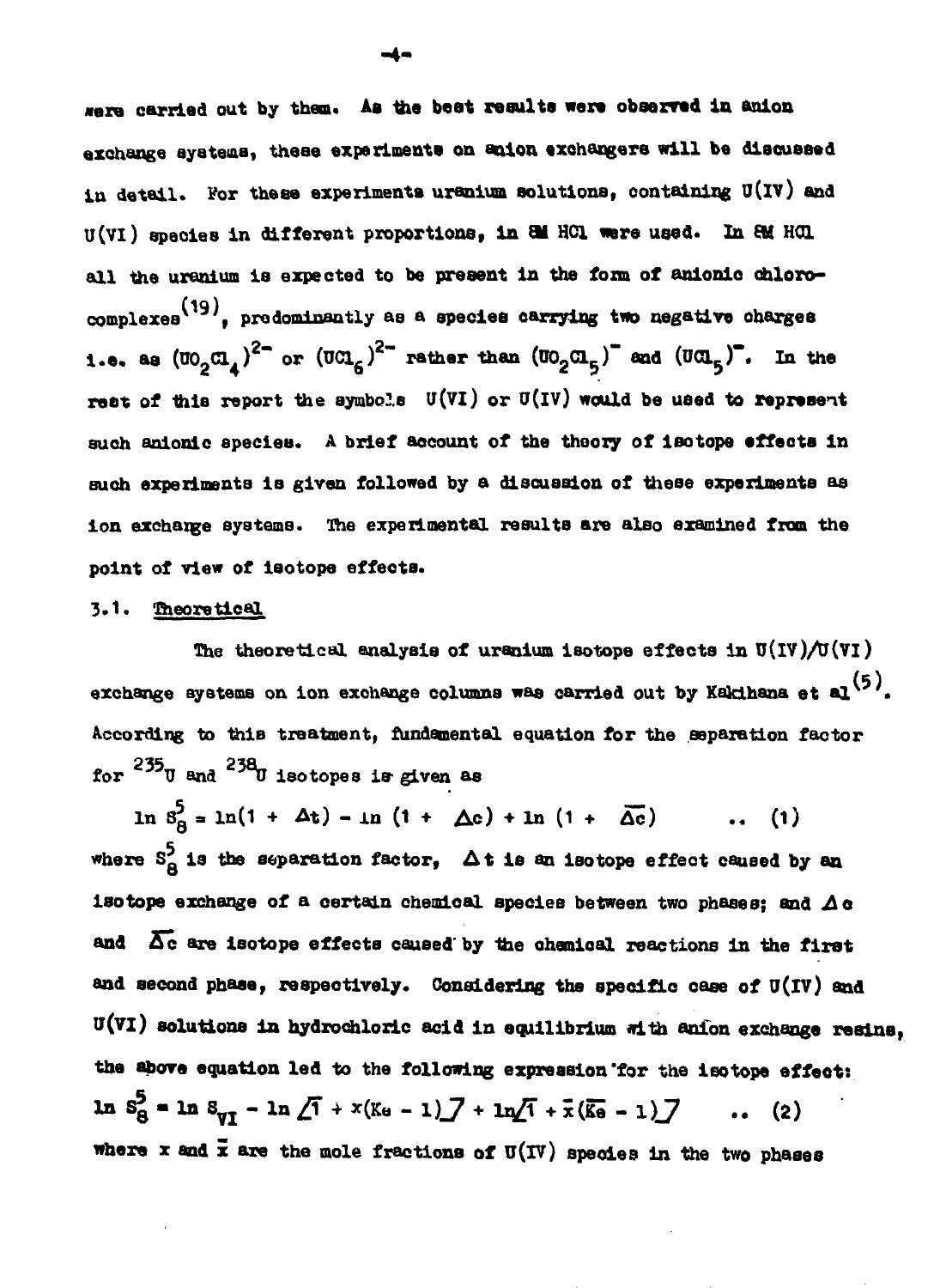were carried out by them. As the best results were observed in anion exchange systems, these experiments on anion exchangers will be discussed in detail. For these experiments uranium solutions, containing U(IV) and U(VI) species in different proportions, in 8M HCl were used. In 8M HCl all the uranium is expected to be present in the form of anionic chloro-complexes[19], predominantly as a species carrying two negative charges i.e. as $(UO_2Cl_4)^{2-}$ or $(UCl_6)^{2-}$ rather than $(UO_2Cl_5)^{-}$ and $(UCl_5)^{-}$. In the rest of this report the symbols U(VI) or U(IV) would be used to represent such anionic species. A brief account of the theory of isotope effects in such experiments is given followed by a discussion of these experiments as ion exchange systems. The experimental results are also examined from the point of view of isotope effects.

## 3.1. Theoretical

The theoretical analysis of uranium isotope effects in U(IV)/U(VI) exchange systems on ion exchange columns was carried out by Kakihana et al[5]. According to this treatment, fundamental equation for the separation factor for $^{235}U$ and $^{238}U$ isotopes is given as

$$\ln S_8^5 = \ln(1 + \Delta t) - \ln(1 + \Delta c) + \ln(1 + \overline{\Delta c}) \qquad .. \quad (1)$$

where $S_8^5$ is the separation factor, $\Delta t$ is an isotope effect caused by an isotope exchange of a certain chemical species between two phases; and $\Delta c$ and $\overline{\Delta c}$ are isotope effects caused by the chemical reactions in the first and second phase, respectively. Considering the specific case of U(IV) and U(VI) solutions in hydrochloric acid in equilibrium with anion exchange resins, the above equation led to the following expression for the isotope effect:

$$\ln S_8^5 = \ln S_{VI} - \ln\left[1 + x(Ke - 1)\right] + \ln\left[1 + \bar{x}(\overline{Ke} - 1)\right] \qquad .. \quad (2)$$

where $x$ and $\bar{x}$ are the mole fractions of U(IV) species in the two phases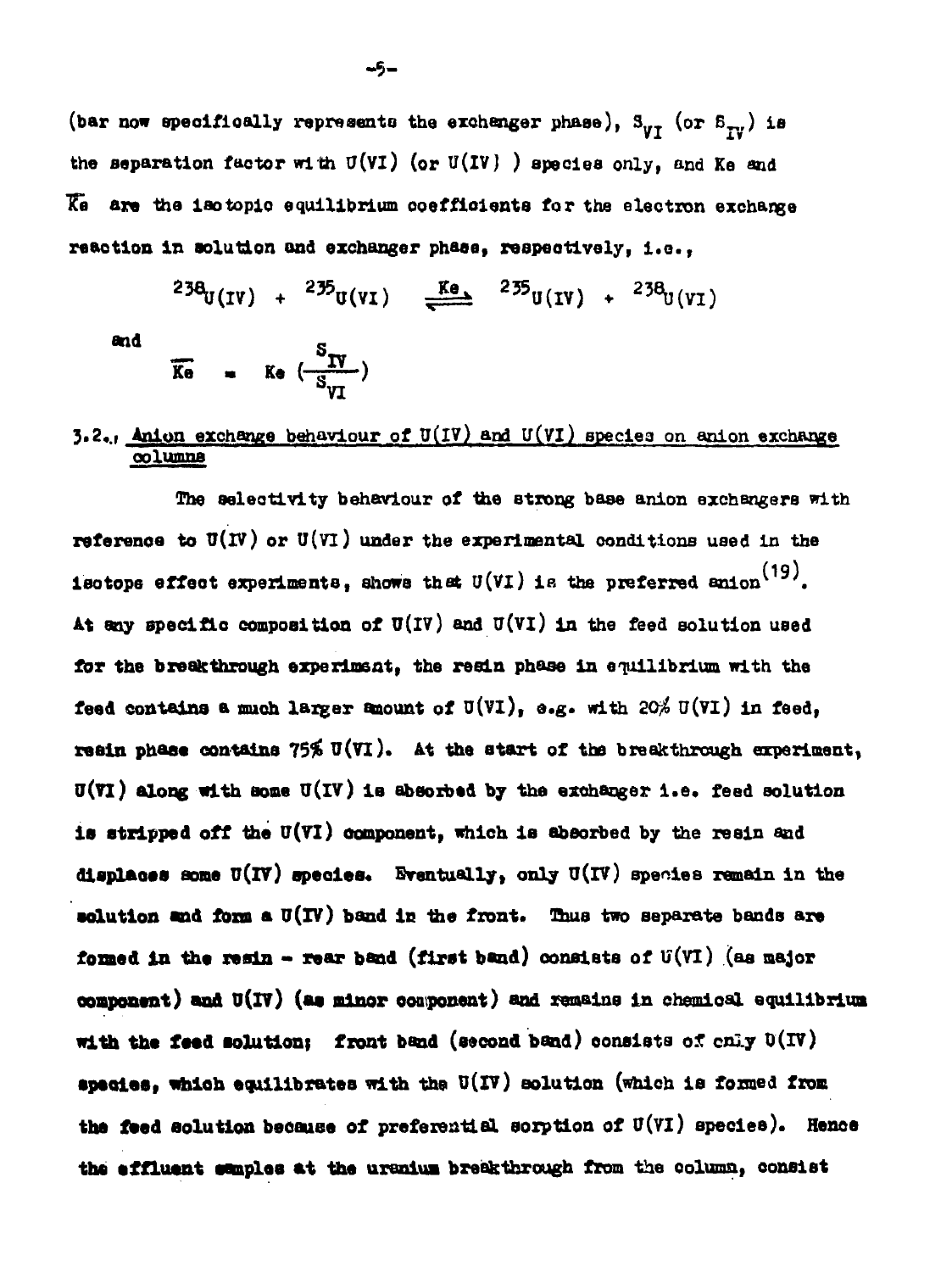(bar now specifically represents the exchanger phase), $S_{VI}$ (or $S_{IV}$) is the separation factor with U(VI) (or U(IV) ) species only, and Ke and $\overline{Ke}$ are the isotopic equilibrium coefficients for the electron exchange reaction in solution and exchanger phase, respectively, i.e.,

$$^{238}U(IV) + {}^{235}U(VI) \overset{Ke}{\rightleftharpoons} {}^{235}U(IV) + {}^{238}U(VI)$$

and

$$\overline{Ke} = Ke \left(\frac{S_{IV}}{S_{VI}}\right)$$

### 3.2. Anion exchange behaviour of U(IV) and U(VI) species on anion exchange columns

The selectivity behaviour of the strong base anion exchangers with reference to U(IV) or U(VI) under the experimental conditions used in the isotope effect experiments, shows that U(VI) is the preferred anion[19]. At any specific composition of U(IV) and U(VI) in the feed solution used for the breakthrough experiment, the resin phase in equilibrium with the feed contains a much larger amount of U(VI), e.g. with 20% U(VI) in feed, resin phase contains 75% U(VI). At the start of the breakthrough experiment, U(VI) along with some U(IV) is absorbed by the exchanger i.e. feed solution is stripped off the U(VI) component, which is absorbed by the resin and displaces some U(IV) species. Eventually, only U(IV) species remain in the solution and form a U(IV) band in the front. Thus two separate bands are formed in the resin - rear band (first band) consists of U(VI) (as major component) and U(IV) (as minor component) and remains in chemical equilibrium with the feed solution; front band (second band) consists of only U(IV) species, which equilibrates with the U(IV) solution (which is formed from the feed solution because of preferential sorption of U(VI) species). Hence the effluent samples at the uranium breakthrough from the column, consist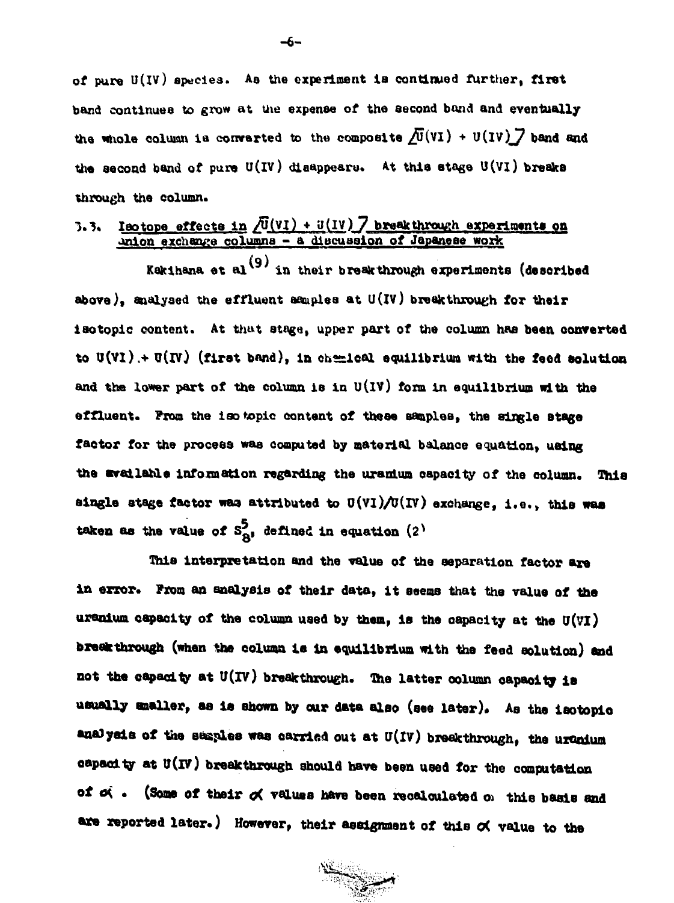of pure U(IV) species. As the experiment is continued further, first band continues to grow at the expense of the second band and eventually the whole column is converted to the composite [U(VI) + U(IV)] band and the second band of pure U(IV) disappears. At this stage U(VI) breaks through the column.

### 3.3. Isotope effects in [U(VI) + U(IV)] breakthrough experiments on anion exchange columns - a discussion of Japanese work

Kakihana et al[9] in their breakthrough experiments (described above), analysed the effluent samples at U(IV) breakthrough for their isotopic content. At that stage, upper part of the column has been converted to U(VI) + U(IV) (first band), in chemical equilibrium with the feed solution and the lower part of the column is in U(IV) form in equilibrium with the effluent. From the isotopic content of these samples, the single stage factor for the process was computed by material balance equation, using the available information regarding the uranium capacity of the column. This single stage factor was attributed to U(VI)/U(IV) exchange, i.e., this was taken as the value of $S_8^5$, defined in equation (2)

This interpretation and the value of the separation factor are in error. From an analysis of their data, it seems that the value of the uranium capacity of the column used by them, is the capacity at the U(VI) breakthrough (when the column is in equilibrium with the feed solution) and not the capacity at U(IV) breakthrough. The latter column capacity is usually smaller, as is shown by our data also (see later). As the isotopic analysis of the samples was carried out at U(IV) breakthrough, the uranium capacity at U(IV) breakthrough should have been used for the computation of $\alpha$. (Some of their $\alpha$ values have been recalculated on this basis and are reported later.) However, their assignment of this $\alpha$ value to the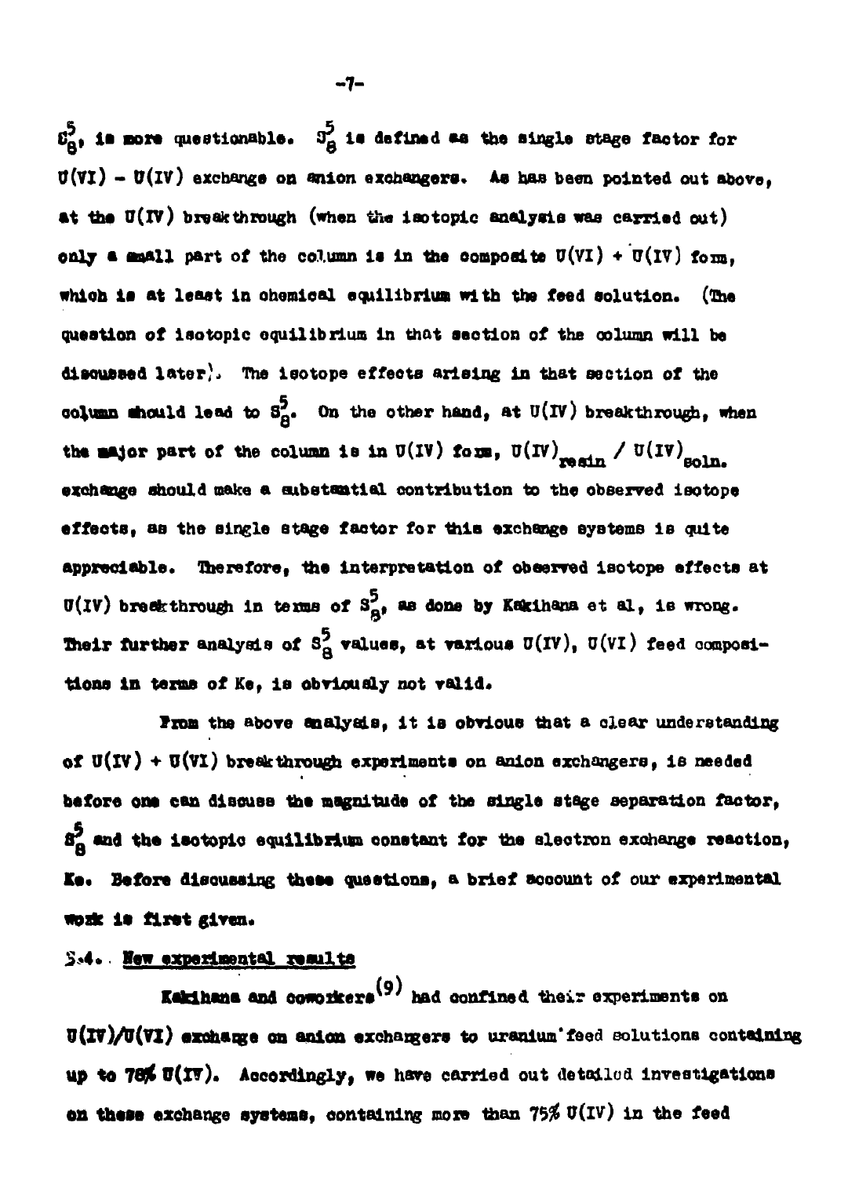$S_8^5$, is more questionable. $S_8^5$ is defined as the single stage factor for $U(VI) - U(IV)$ exchange on anion exchangers. As has been pointed out above, at the $U(IV)$ breakthrough (when the isotopic analysis was carried out) only a small part of the column is in the composite $U(VI) + U(IV)$ form, which is at least in chemical equilibrium with the feed solution. (The question of isotopic equilibrium in that section of the column will be discussed later). The isotope effects arising in that section of the column should lead to $S_8^5$. On the other hand, at $U(IV)$ breakthrough, when the major part of the column is in $U(IV)$ form, $U(IV)_{resin}$ / $U(IV)_{soln.}$ exchange should make a substantial contribution to the observed isotope effects, as the single stage factor for this exchange systems is quite appreciable. Therefore, the interpretation of observed isotope effects at $U(IV)$ breakthrough in terms of $S_8^5$, as done by Kakihana et al, is wrong. Their further analysis of $S_8^5$ values, at various $U(IV)$, $U(VI)$ feed compositions in terms of Ke, is obviously not valid.

From the above analysis, it is obvious that a clear understanding of $U(IV) + U(VI)$ breakthrough experiments on anion exchangers, is needed before one can discuss the magnitude of the single stage separation factor, $S_8^5$ and the isotopic equilibrium constant for the electron exchange reaction, Ke. Before discussing these questions, a brief account of our experimental work is first given.

## 3.4. New experimental results

Kakihana and coworkers[9] had confined their experiments on $U(IV)/U(VI)$ exchange on anion exchangers to uranium feed solutions containing up to 78% $U(IV)$. Accordingly, we have carried out detailed investigations on these exchange systems, containing more than 75% $U(IV)$ in the feed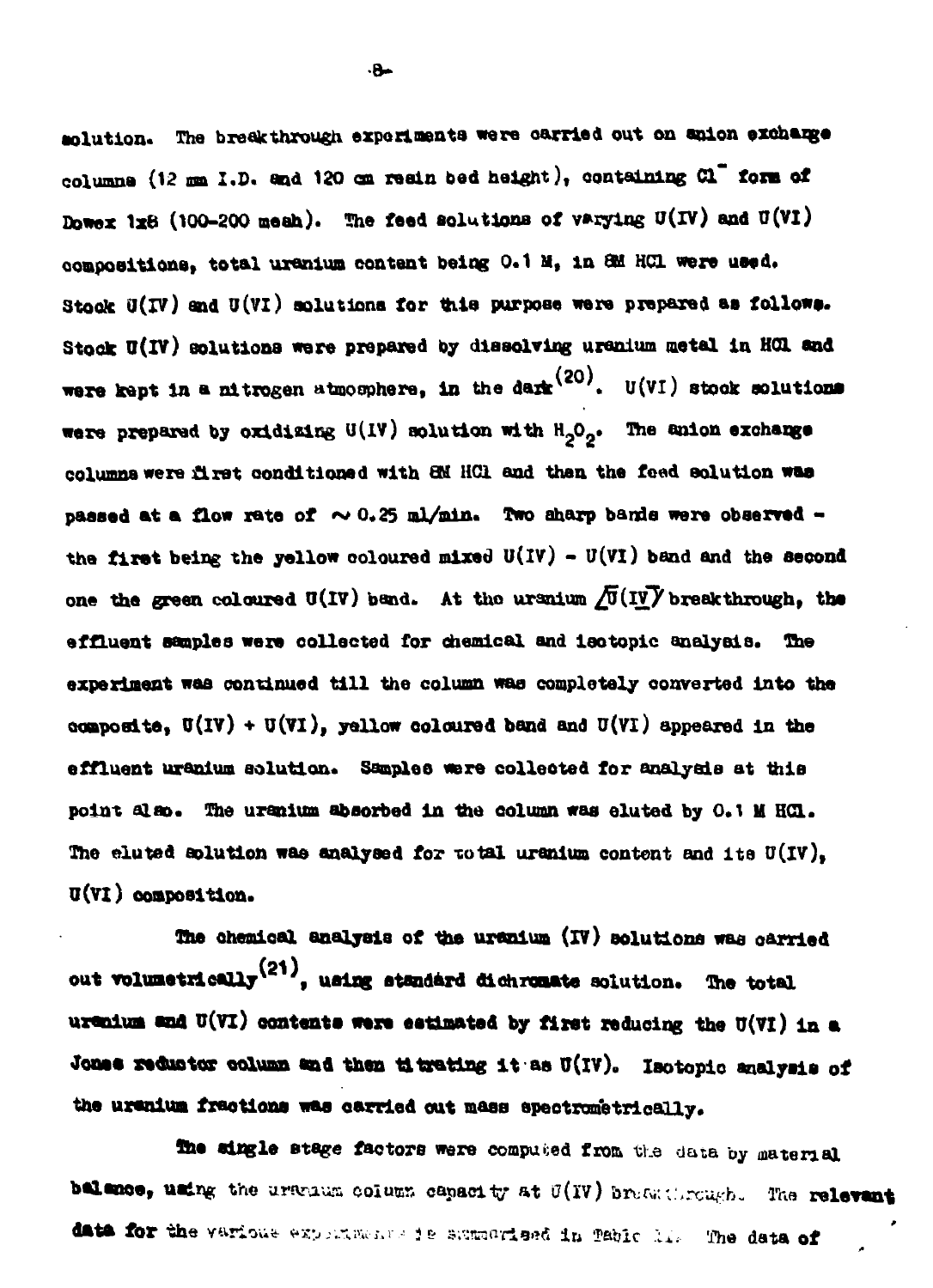solution. The breakthrough experiments were carried out on anion exchange columns (12 mm I.D. and 120 cm resin bed height), containing $Cl^-$ form of Dowex 1x8 (100-200 mesh). The feed solutions of varying U(IV) and U(VI) compositions, total uranium content being 0.1 M, in 8M HCl were used. Stock U(IV) and U(VI) solutions for this purpose were prepared as follows. Stock U(IV) solutions were prepared by dissolving uranium metal in HCl and were kept in a nitrogen atmosphere, in the dark[20]. U(VI) stock solutions were prepared by oxidizing U(IV) solution with $H_2O_2$. The anion exchange columns were first conditioned with 8M HCl and then the feed solution was passed at a flow rate of $\sim 0.25$ ml/min. Two sharp bands were observed – the first being the yellow coloured mixed U(IV) - U(VI) band and the second one the green coloured U(IV) band. At the uranium [U(IV)] breakthrough, the effluent samples were collected for chemical and isotopic analysis. The experiment was continued till the column was completely converted into the composite, U(IV) + U(VI), yellow coloured band and U(VI) appeared in the effluent uranium solution. Samples were collected for analysis at this point also. The uranium absorbed in the column was eluted by 0.1 M HCl. The eluted solution was analysed for total uranium content and its U(IV), U(VI) composition.

The chemical analysis of the uranium (IV) solutions was carried out volumetrically[21], using standard dichromate solution. The total uranium and U(VI) contents were estimated by first reducing the U(VI) in a Jones reductor column and then titrating it as U(IV). Isotopic analysis of the uranium fractions was carried out mass spectrometrically.

The single stage factors were computed from the data by material balance, using the uranium column capacity at U(IV) breakthrough. The relevant data for the various experiments is summarised in Table II. The data of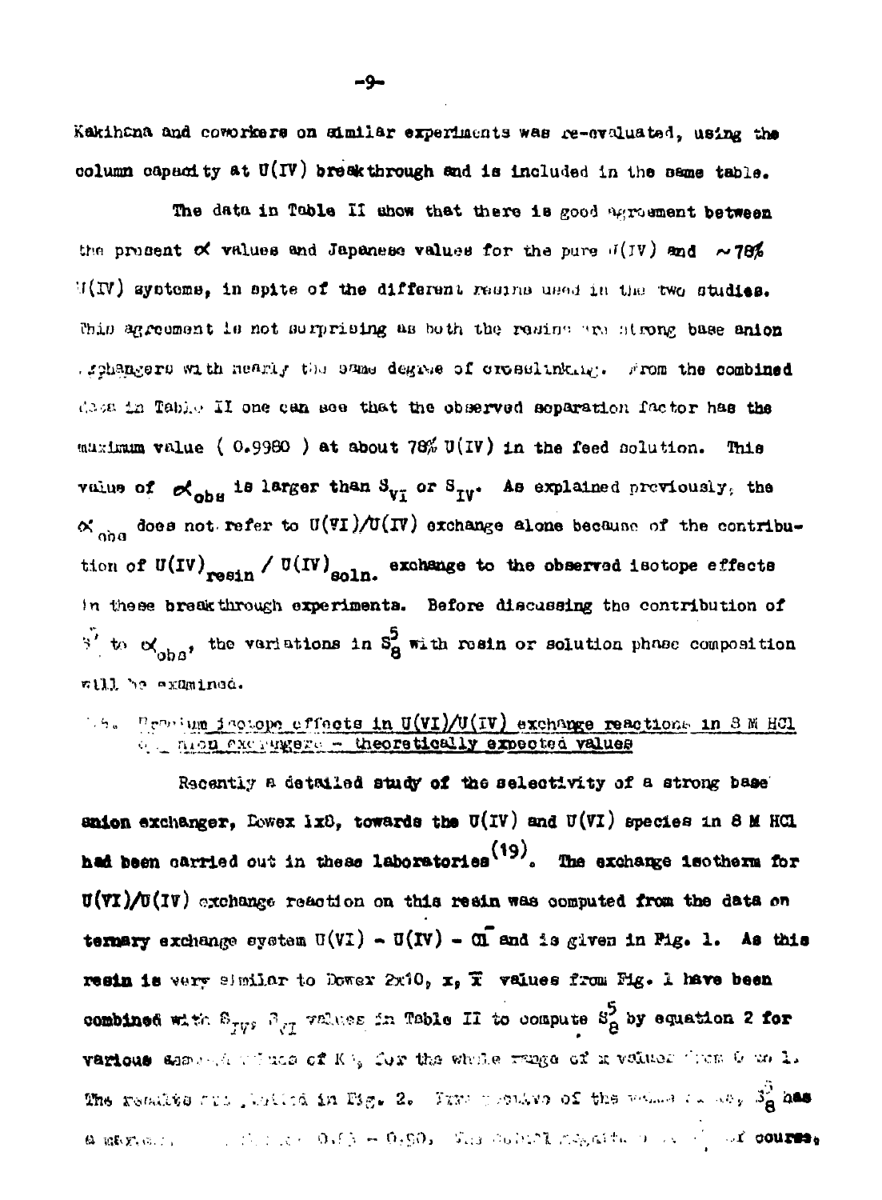Kakihana and coworkers on similar experiments was re-evaluated, using the column capacity at U(IV) breakthrough and is included in the same table.

The data in Table II show that there is good agreement between the present $\alpha$ values and Japanese values for the pure U(IV) and ~78% U(IV) systems, in spite of the different resins used in the two studies. This agreement is not surprising as both the resins are strong base anion exchangers with nearly the same degree of crosslinking. From the combined data in Table II one can see that the observed separation factor has the maximum value ( 0.9980 ) at about 78% U(IV) in the feed solution. This value of $\alpha_{obs}$ is larger than $S_{VI}$ or $S_{IV}$. As explained previously, the $\alpha_{obs}$ does not refer to U(VI)/U(IV) exchange alone because of the contribution of $U(IV)_{resin}$ / $U(IV)_{soln.}$ exchange to the observed isotope effects in these breakthrough experiments. Before discussing the contribution of $S'$ to $\alpha_{obs}$, the variations in $S_8^5$ with resin or solution phase composition will be examined.

### 4.5. Uranium isotope effects in U(VI)/U(IV) exchange reactions in 8 M HCl on anion exchangers – theoretically expected values

Recently a detailed study of the selectivity of a strong base anion exchanger, Dowex 1x8, towards the U(IV) and U(VI) species in 8 M HCl had been carried out in these laboratories[19]. The exchange isotherm for U(VI)/U(IV) exchange reaction on this resin was computed from the data on ternary exchange system U(VI) – U(IV) – $Cl^-$ and is given in Fig. 1. As this resin is very similar to Dowex 2x10, x, $\bar{x}$ values from Fig. 1 have been combined with $S_{IV}$, $S_{VI}$ values in Table II to compute $S_8^5$ by equation 2 for various assumed values of K's for the whole range of x values from 0 to 1. The results are plotted in Fig. 2. From a study of the values it may, $S_8^5$ has a maximum ... 0.85 – 0.90. The actual magnitude ... of course,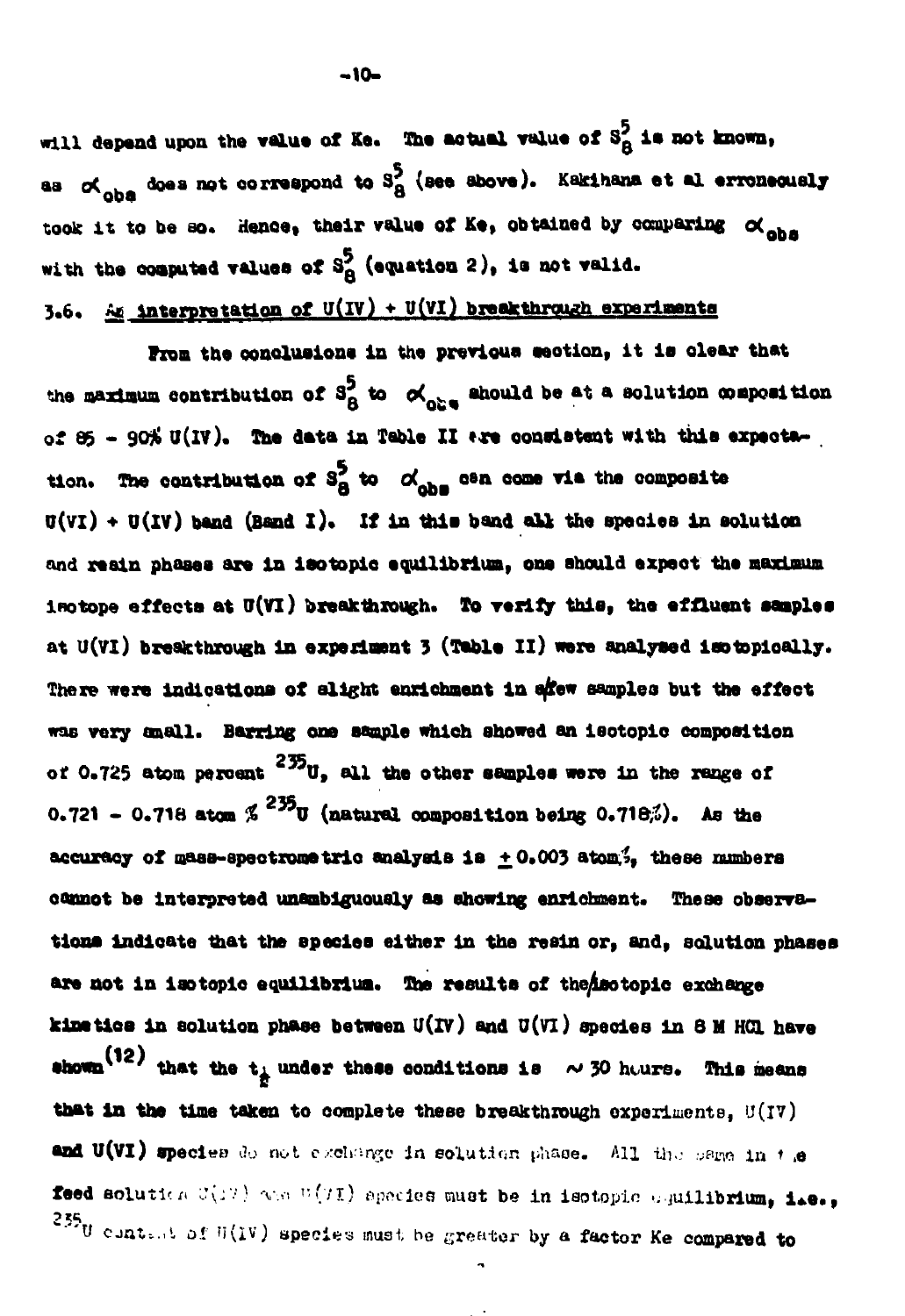will depend upon the value of Ke. The actual value of $S_8^5$ is not known, as $\alpha_{obs}$ does not correspond to $S_8^5$ (see above). Kakihana et al erroneously took it to be so. Hence, their value of Ke, obtained by comparing $\alpha_{obs}$ with the computed values of $S_8^5$ (equation 2), is not valid.

### 3.6. An interpretation of U(IV) + U(VI) breakthrough experiments

From the conclusions in the previous section, it is clear that the maximum contribution of $S_8^5$ to $\alpha_{obs}$ should be at a solution composition of 85 - 90% U(IV). The data in Table II are consistent with this expectation. The contribution of $S_8^5$ to $\alpha_{obs}$ can come via the composite U(VI) + U(IV) band (Band I). If in this band all the species in solution and resin phases are in isotopic equilibrium, one should expect the maximum isotope effects at U(VI) breakthrough. To verify this, the effluent samples at U(VI) breakthrough in experiment 3 (Table II) were analysed isotopically. There were indications of slight enrichment in a few samples but the effect was very small. Barring one sample which showed an isotopic composition of 0.725 atom percent $^{235}U$, all the other samples were in the range of 0.721 - 0.718 atom % $^{235}U$ (natural composition being 0.718%). As the accuracy of mass-spectrometric analysis is ± 0.003 atom%, these numbers cannot be interpreted unambiguously as showing enrichment. These observations indicate that the species either in the resin or, and, solution phases are not in isotopic equilibrium. The results of the isotopic exchange kinetics in solution phase between U(IV) and U(VI) species in 8 M HCl have shown[12] that the $t_{\frac{1}{2}}$ under these conditions is ~ 30 hours. This means that in the time taken to complete these breakthrough experiments, U(IV) and U(VI) species do not exchange in solution phase. All the same in the feed solution U(IV) and U(VI) species must be in isotopic equilibrium, i.e., $^{235}U$ content of U(IV) species must be greater by a factor Ke compared to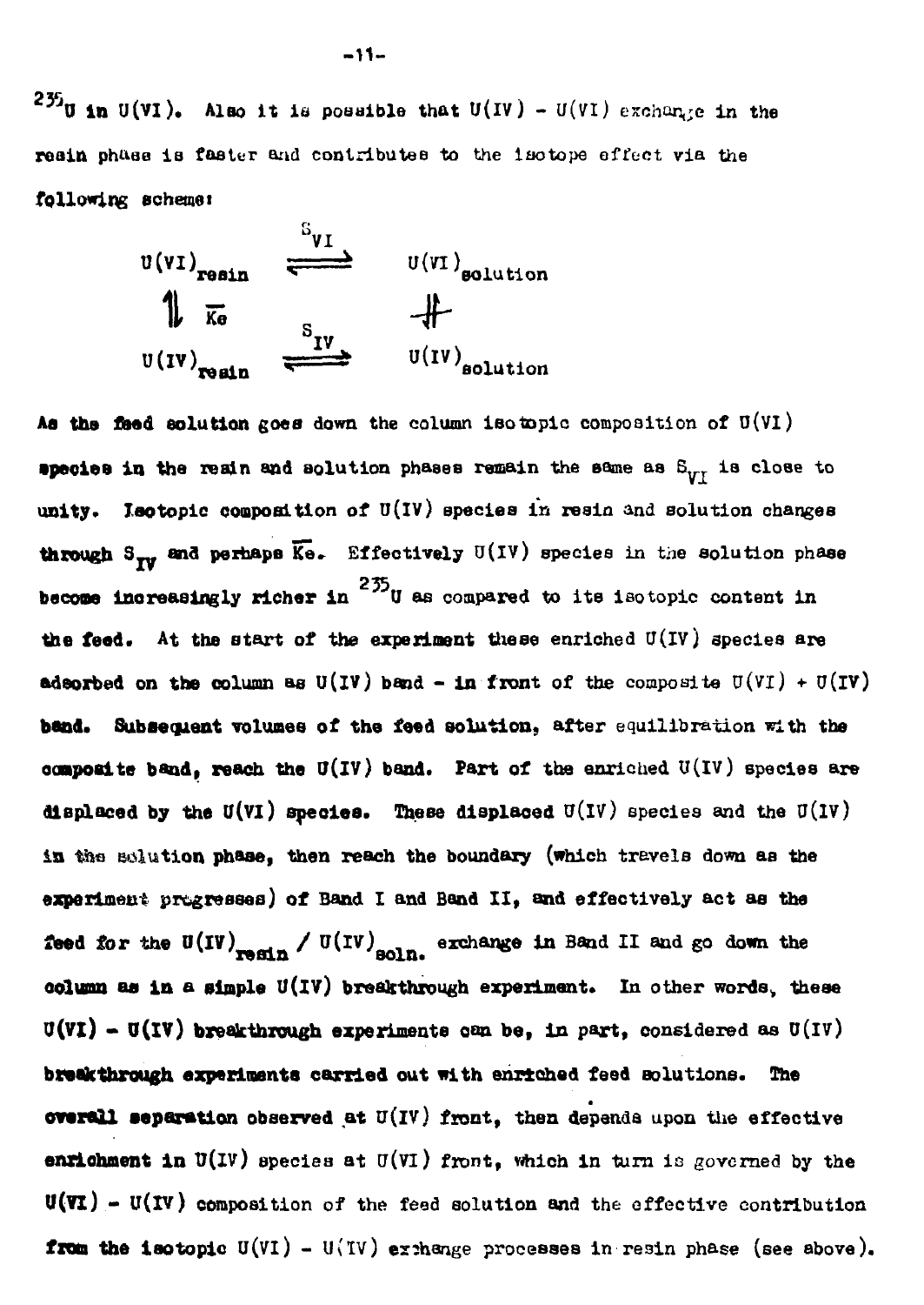$^{235}U$ in U(VI). Also it is possible that U(IV) - U(VI) exchange in the resin phase is faster and contributes to the isotope effect via the following scheme:

$$
\begin{array}{ccc}
U(VI)_{resin} & \overset{S_{VI}}{\rightleftharpoons} & U(VI)_{solution} \\
\Updownarrow \; \overline{Ke} & & \nrightarrow \\
U(IV)_{resin} & \overset{S_{IV}}{\rightleftharpoons} & U(IV)_{solution}
\end{array}
$$

As the feed solution goes down the column isotopic composition of U(VI) species in the resin and solution phases remain the same as $S_{VI}$ is close to unity. Isotopic composition of U(IV) species in resin and solution changes through $S_{IV}$ and perhaps $\overline{Ke}$. Effectively U(IV) species in the solution phase become increasingly richer in $^{235}U$ as compared to its isotopic content in the feed. At the start of the experiment these enriched U(IV) species are adsorbed on the column as U(IV) band - in front of the composite U(VI) + U(IV) band. Subsequent volumes of the feed solution, after equilibration with the composite band, reach the U(IV) band. Part of the enriched U(IV) species are displaced by the U(VI) species. These displaced U(IV) species and the U(IV) in the solution phase, then reach the boundary (which travels down as the experiment progresses) of Band I and Band II, and effectively act as the feed for the $U(IV)_{resin}$ / $U(IV)_{soln.}$ exchange in Band II and go down the column as in a simple U(IV) breakthrough experiment. In other words, these U(VI) - U(IV) breakthrough experiments can be, in part, considered as U(IV) breakthrough experiments carried out with enriched feed solutions. The overall separation observed at U(IV) front, then depends upon the effective enrichment in U(IV) species at U(VI) front, which in turn is governed by the U(VI) - U(IV) composition of the feed solution and the effective contribution from the isotopic U(VI) - U(IV) exchange processes in resin phase (see above).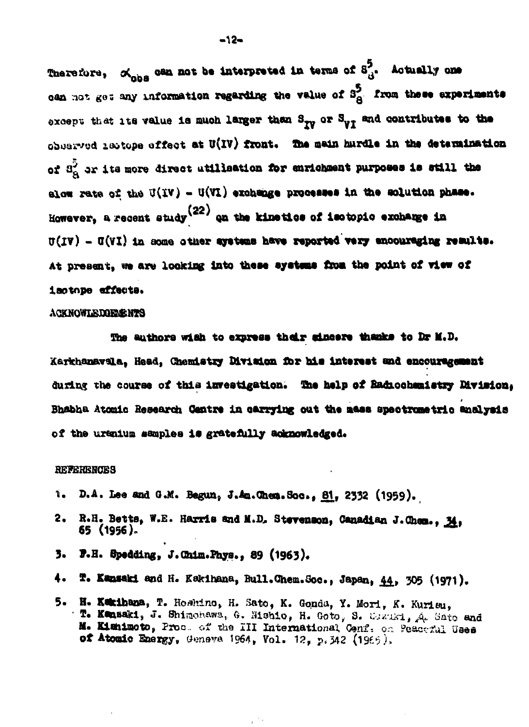Therefore, $\alpha_{obs}$ can not be interpreted in terms of $S_8^5$. Actually one can not get any information regarding the value of $S_8^5$ from these experiments except that its value is much larger than $S_{IV}$ or $S_{VI}$ and contributes to the observed isotope effect at U(IV) front. The main hurdle in the determination of $S_8^5$ or its more direct utilisation for enrichment purposes is still the slow rate of the U(IV) - U(VI) exchange processes in the solution phase. However, a recent study[22] on the kinetics of isotopic exchange in U(IV) - U(VI) in some other systems have reported very encouraging results. At present, we are looking into these systems from the point of view of isotope effects.

## ACKNOWLEDGEMENTS

The authors wish to express their sincere thanks to Dr M.D. Karkhanavala, Head, Chemistry Division for his interest and encouragement during the course of this investigation. The help of Radiochemistry Division, Bhabha Atomic Research Centre in carrying out the mass spectrometric analysis of the uranium samples is gratefully acknowledged.

## REFERENCES

1. D.A. Lee and G.M. Begun, J.Am.Chem.Soc., 81, 2332 (1959).
2. R.H. Betts, W.E. Harris and M.D. Stevenson, Canadian J.Chem., 34, 65 (1956).
3. F.H. Spedding, J.Chim.Phys., 89 (1963).
4. T. Kanzaki and H. Kakihana, Bull.Chem.Soc., Japan, 44, 305 (1971).
5. H. Kakihana, T. Hoshino, H. Sato, K. Gonda, Y. Mori, K. Kurisu, T. Kanzaki, J. Shimokawa, G. Nishio, H. Goto, S. Suzuki, A. Sato and M. Kishimoto, Proc. of the III International Conf. on Peaceful Uses of Atomic Energy, Geneva 1964, Vol. 12, p.342 (1965).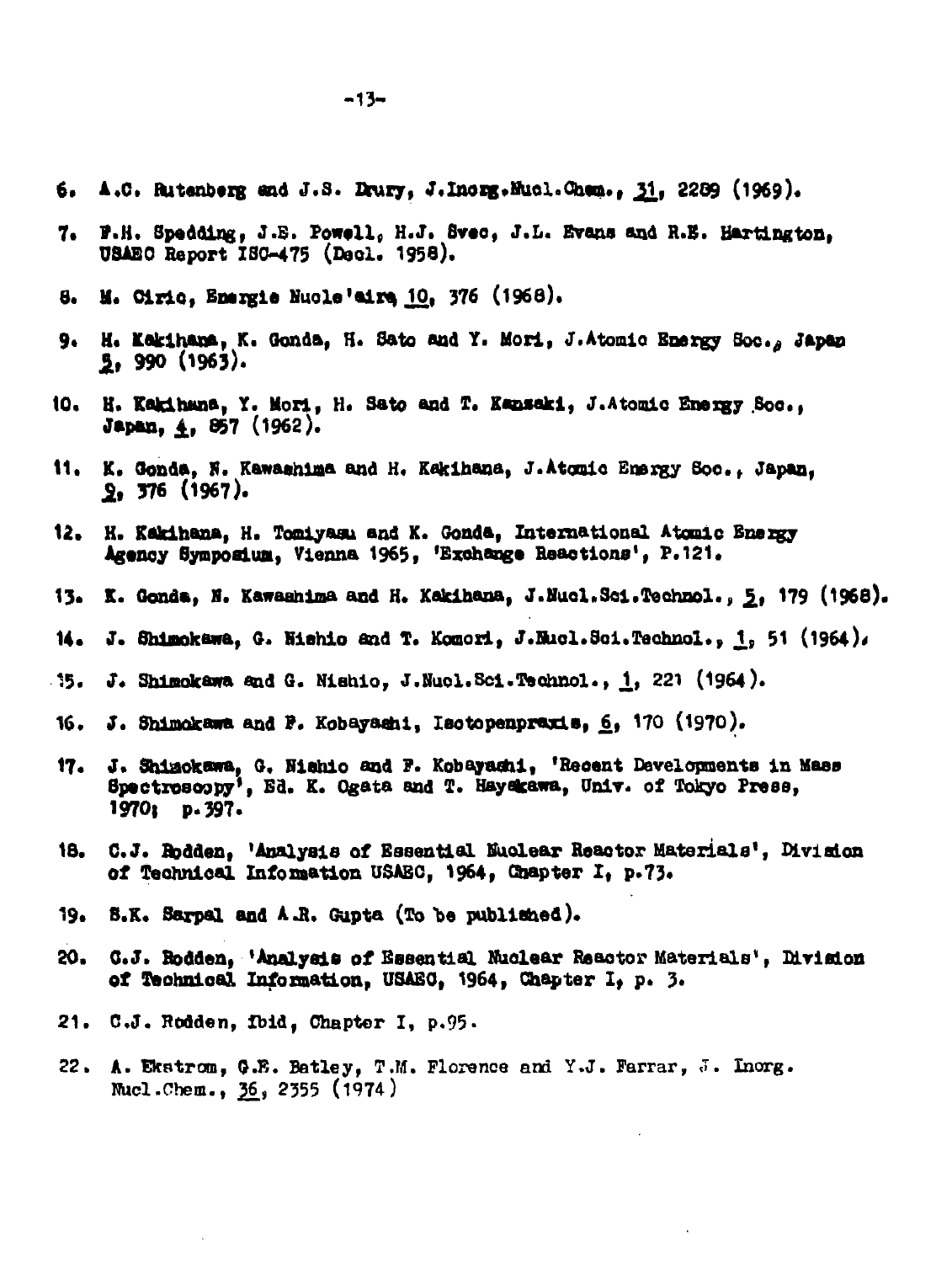6. A.C. Rutenberg and J.S. Drury, J.Inorg.Nucl.Chem., 31, 2289 (1969).

7. F.H. Spedding, J.E. Powell, H.J. Svec, J.L. Evans and R.E. Hartington, USAEC Report ISC-475 (Decl. 1958).

8. M. Ciric, Energie Nucle'aire 10, 376 (1968).

9. H. Kakihana, K. Gonda, H. Sato and Y. Mori, J.Atomic Energy Soc., Japan 5, 990 (1963).

10. H. Kakihana, Y. Mori, H. Sato and T. Kanzaki, J.Atomic Energy Soc., Japan, 4, 857 (1962).

11. K. Gonda, N. Kawashima and H. Kakihana, J.Atomic Energy Soc., Japan, 9, 376 (1967).

12. H. Kakihana, H. Tomiyasu and K. Gonda, International Atomic Energy Agency Symposium, Vienna 1965, 'Exchange Reactions', P.121.

13. K. Gonda, N. Kawashima and H. Kakihana, J.Nucl.Sci.Technol., 5, 179 (1968).

14. J. Shimokawa, G. Nishio and T. Komori, J.Nucl.Sci.Technol., 1, 51 (1964).

15. J. Shimokawa and G. Nishio, J.Nucl.Sci.Technol., 1, 221 (1964).

16. J. Shimokawa and F. Kobayashi, Isotopenpraxis, 6, 170 (1970).

17. J. Shimokawa, G. Nishio and F. Kobayashi, 'Recent Developments in Mass Spectroscopy', Ed. K. Ogata and T. Hayakawa, Univ. of Tokyo Press, 1970; p.397.

18. C.J. Rodden, 'Analysis of Essential Nuclear Reactor Materials', Division of Technical Information USAEC, 1964, Chapter I, p.73.

19. S.K. Sarpal and A.R. Gupta (To be published).

20. C.J. Rodden, 'Analysis of Essential Nuclear Reactor Materials', Division of Technical Information, USAEC, 1964, Chapter I, p. 3.

21. C.J. Rodden, Ibid, Chapter I, p.95.

22. A. Ekstrom, G.E. Batley, T.M. Florence and Y.J. Farrar, J. Inorg. Nucl.Chem., 36, 2355 (1974)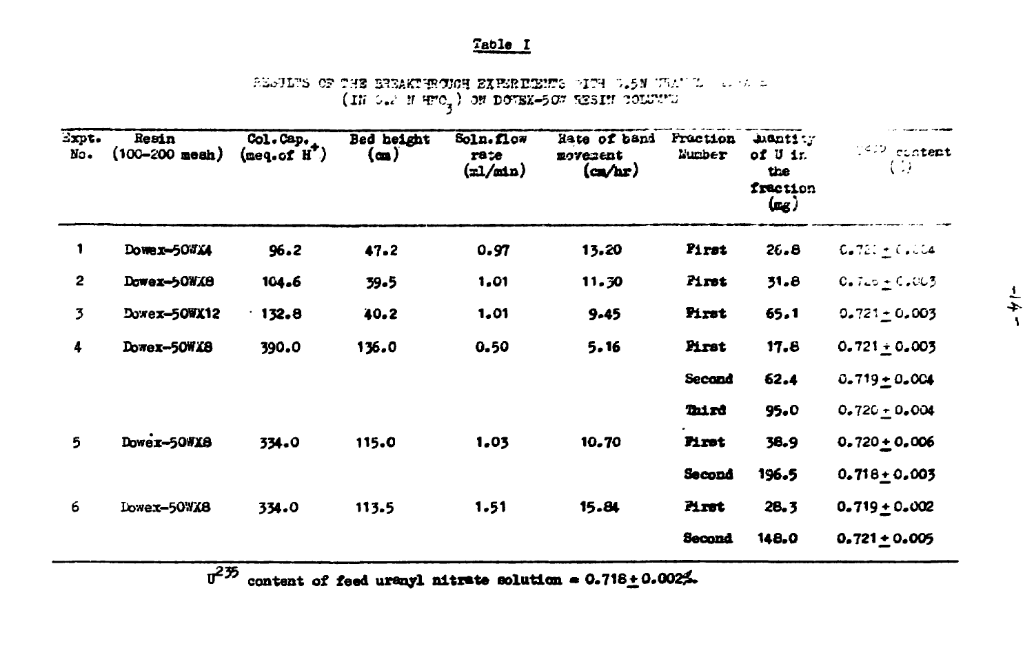## Table I

RESULTS OF THE BREAKTHROUGH EXPERIMENTS WITH 0.5N URANYL NITRATE (IN 0.2 N $HNO_3$) ON DOWEX-50W RESIN COLUMNS

| Expt. No. | Resin (100–200 mesh) | Col. Cap. (meq. of $H^+$) | Bed height (cm) | Soln. flow rate (ml/min) | Rate of band movement (cm/hr) | Fraction Number | Quantity of U in the fraction (mg) | $U^{235}$ content (%) |
|---|---|---|---|---|---|---|---|---|
| 1 | Dowex-50WX4 | 96.2 | 47.2 | 0.97 | 13.20 | First | 26.8 | 0.72? ± 0.004 |
| 2 | Dowex-50WX8 | 104.6 | 39.5 | 1.01 | 11.30 | First | 31.8 | 0.720 ± 0.003 |
| 3 | Dowex-50WX12 | 132.8 | 40.2 | 1.01 | 9.45 | First | 65.1 | 0.721 ± 0.003 |
| 4 | Dowex-50WX8 | 390.0 | 136.0 | 0.50 | 5.16 | First | 17.8 | 0.721 ± 0.003 |
| | | | | | | Second | 62.4 | 0.719 ± 0.004 |
| | | | | | | Third | 95.0 | 0.720 ± 0.004 |
| 5 | Dowex-50WX8 | 334.0 | 115.0 | 1.03 | 10.70 | First | 38.9 | 0.720 ± 0.006 |
| | | | | | | Second | 196.5 | 0.718 ± 0.003 |
| 6 | Dowex-50WX8 | 334.0 | 113.5 | 1.51 | 15.84 | First | 28.3 | 0.719 ± 0.002 |
| | | | | | | Second | 148.0 | 0.721 ± 0.005 |

$U^{235}$ content of feed uranyl nitrate solution = 0.718 ± 0.002%.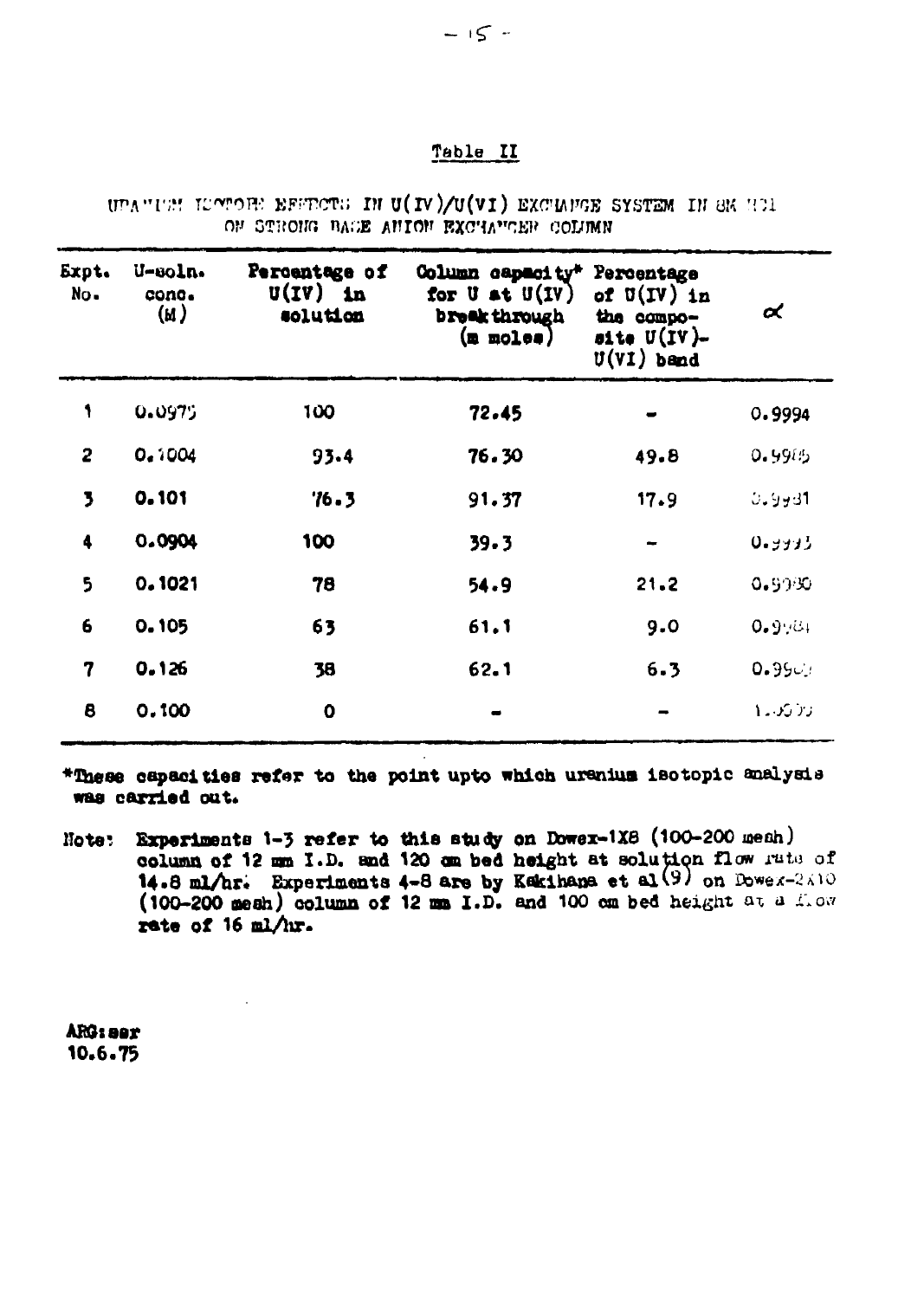## Table II

URANIUM ISOTOPE EFFECTS IN U(IV)/U(VI) EXCHANGE SYSTEM IN 6M HCl ON STRONG BASE ANION EXCHANGER COLUMN

| Expt. No. | U-soln. conc. (M) | Percentage of U(IV) in solution | Column capacity* for U at U(IV) breakthrough (m moles) | Percentage of U(IV) in the composite U(IV)-U(VI) band | $\alpha$ |
|---|---|---|---|---|---|
| 1 | 0.0975 | 100 | 72.45 | - | 0.9994 |
| 2 | 0.1004 | 93.4 | 76.30 | 49.8 | 0.9985 |
| 3 | 0.101 | 76.3 | 91.37 | 17.9 | 0.9981 |
| 4 | 0.0904 | 100 | 39.3 | - | 0.9995 |
| 5 | 0.1021 | 78 | 54.9 | 21.2 | 0.9990 |
| 6 | 0.105 | 63 | 61.1 | 9.0 | 0.9984 |
| 7 | 0.126 | 38 | 62.1 | 6.3 | 0.9969 |
| 8 | 0.100 | 0 | - | - | 1.0000 |

*These capacities refer to the point upto which uranium isotopic analysis was carried out.

Note: Experiments 1-3 refer to this study on Dowex-1X8 (100-200 mesh) column of 12 mm I.D. and 120 cm bed height at solution flow rate of 14.8 ml/hr. Experiments 4-8 are by Kakihana et al[9] on Dowex-2X10 (100-200 mesh) column of 12 mm I.D. and 100 cm bed height at a flow rate of 16 ml/hr.

ARG:ser
10.6.75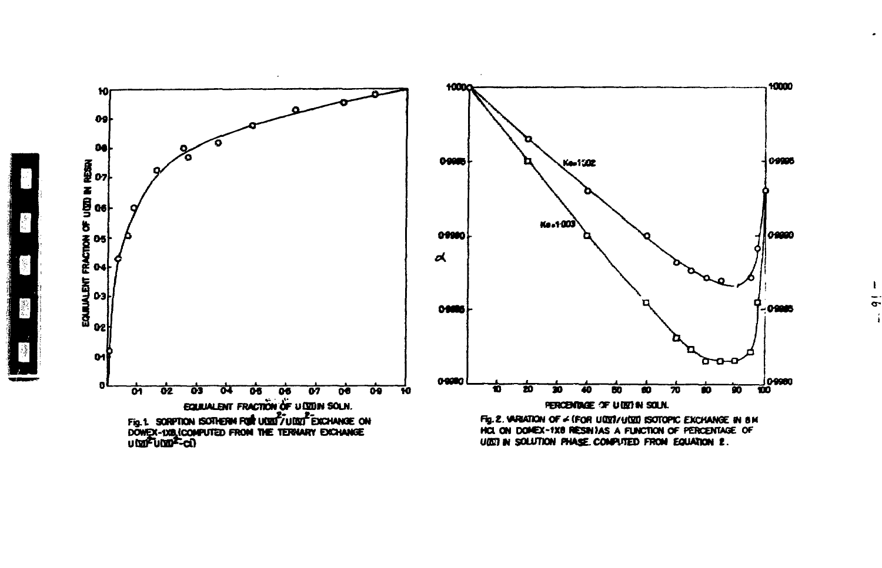1·0

0·9

0·8

0·7

0·6

0·5

0·4

0·3

0·2

0·1

0

EQUIVALENT FRACTION OF U(VI) IN RESIN

0·1 0·2 0·3 0·4 0·5 0·6 0·7 0·8 0·9 1·0

EQUIVALENT FRACTION OF U(IV) IN SOLN.

Fig. 1. SORPTION ISOTHERM FOR $U(VI)^{2-}/U(IV)^{2-}$ EXCHANGE ON DOWEX-1X8 (COMPUTED FROM THE TERNARY EXCHANGE $U(VI)^{2-}$-$U(IV)^{2-}$-$Cl^{-}$)

1·0000

0·9995

0·9990

0·9985

0·9980

$\alpha$

Ke=1·002

Ke=1·003

10 20 30 40 50 60 70 80 90 100

PERCENTAGE OF U(IV) IN SOLN.

Fig. 2. VARIATION OF $\alpha$ (FOR U(IV)/U(VI) ISOTOPIC EXCHANGE IN 8 M HCl ON DOWEX-1X8 RESIN) AS A FUNCTION OF PERCENTAGE OF U(IV) IN SOLUTION PHASE. COMPUTED FROM EQUATION 2.